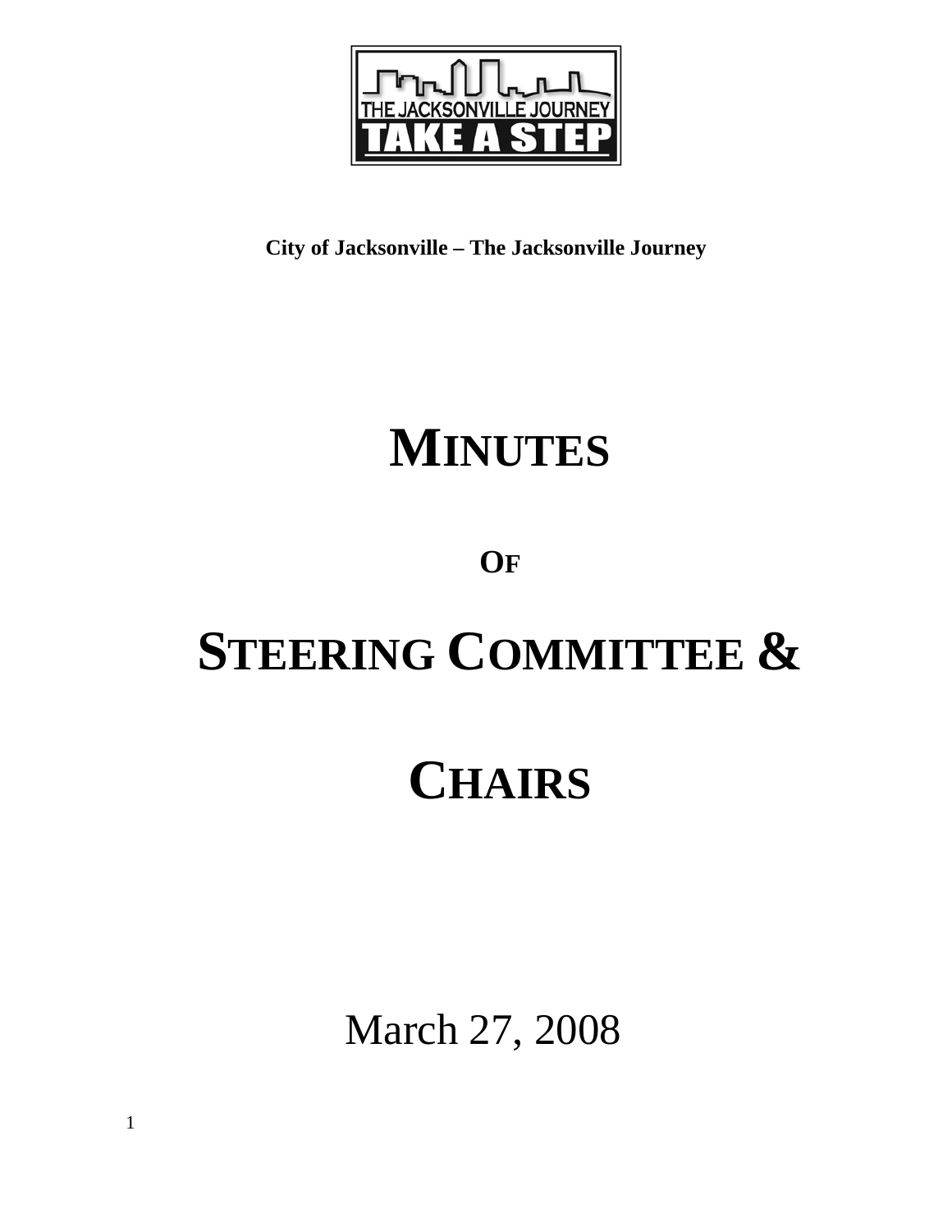THE JACKSONVILLE JOURNEY
TAKE A STEP

**City of Jacksonville – The Jacksonville Journey**

# MINUTES

**OF**

# STEERING COMMITTEE &

# CHAIRS

March 27, 2008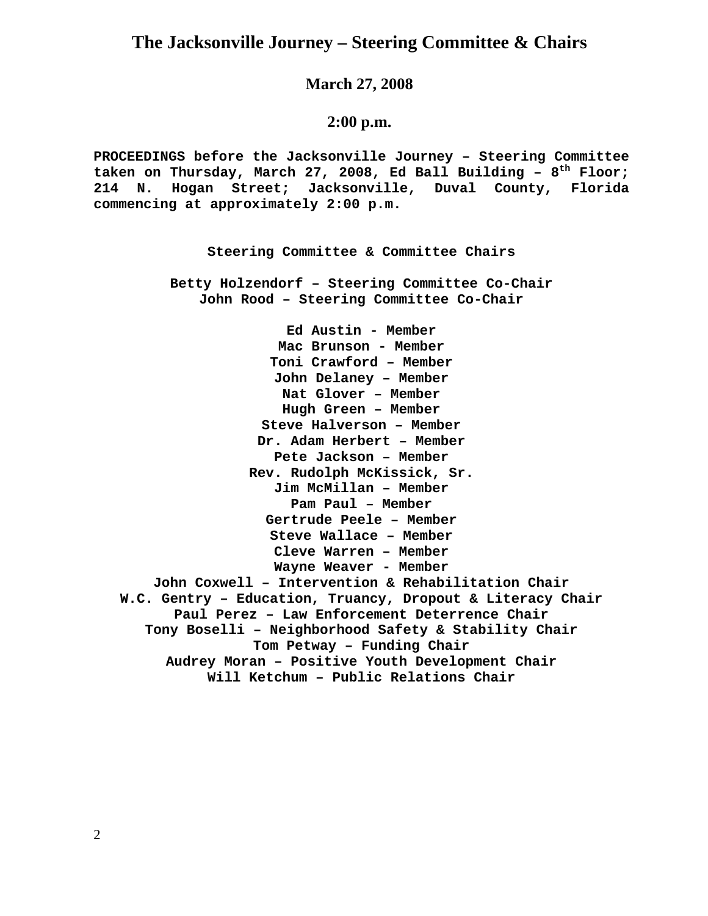# The Jacksonville Journey – Steering Committee & Chairs

**March 27, 2008**

**2:00 p.m.**

**PROCEEDINGS before the Jacksonville Journey – Steering Committee taken on Thursday, March 27, 2008, Ed Ball Building – 8th Floor; 214 N. Hogan Street; Jacksonville, Duval County, Florida commencing at approximately 2:00 p.m.**

**Steering Committee & Committee Chairs**

**Betty Holzendorf – Steering Committee Co-Chair**
**John Rood – Steering Committee Co-Chair**

**Ed Austin - Member**
**Mac Brunson - Member**
**Toni Crawford – Member**
**John Delaney – Member**
**Nat Glover – Member**
**Hugh Green – Member**
**Steve Halverson – Member**
**Dr. Adam Herbert – Member**
**Pete Jackson – Member**
**Rev. Rudolph McKissick, Sr.**
**Jim McMillan – Member**
**Pam Paul – Member**
**Gertrude Peele – Member**
**Steve Wallace – Member**
**Cleve Warren – Member**
**Wayne Weaver - Member**
**John Coxwell – Intervention & Rehabilitation Chair**
**W.C. Gentry – Education, Truancy, Dropout & Literacy Chair**
**Paul Perez – Law Enforcement Deterrence Chair**
**Tony Boselli – Neighborhood Safety & Stability Chair**
**Tom Petway – Funding Chair**
**Audrey Moran – Positive Youth Development Chair**
**Will Ketchum – Public Relations Chair**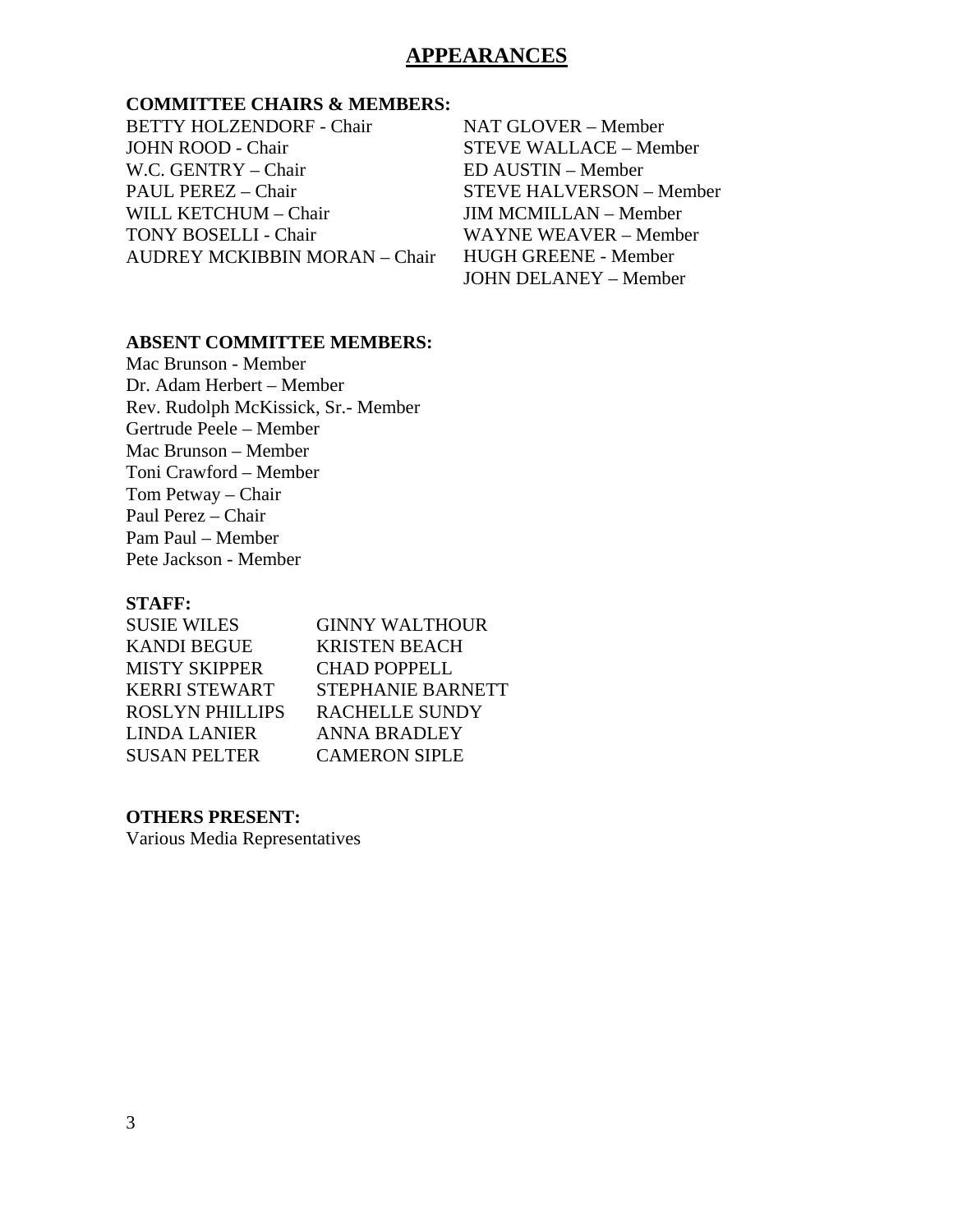# APPEARANCES

**COMMITTEE CHAIRS & MEMBERS:**

BETTY HOLZENDORF - Chair
JOHN ROOD - Chair
W.C. GENTRY – Chair
PAUL PEREZ – Chair
WILL KETCHUM – Chair
TONY BOSELLI - Chair
AUDREY MCKIBBIN MORAN – Chair

NAT GLOVER – Member
STEVE WALLACE – Member
ED AUSTIN – Member
STEVE HALVERSON – Member
JIM MCMILLAN – Member
WAYNE WEAVER – Member
HUGH GREENE - Member
JOHN DELANEY – Member

**ABSENT COMMITTEE MEMBERS:**

Mac Brunson - Member
Dr. Adam Herbert – Member
Rev. Rudolph McKissick, Sr.- Member
Gertrude Peele – Member
Mac Brunson – Member
Toni Crawford – Member
Tom Petway – Chair
Paul Perez – Chair
Pam Paul – Member
Pete Jackson - Member

**STAFF:**

SUSIE WILES
KANDI BEGUE
MISTY SKIPPER
KERRI STEWART
ROSLYN PHILLIPS
LINDA LANIER
SUSAN PELTER

GINNY WALTHOUR
KRISTEN BEACH
CHAD POPPELL
STEPHANIE BARNETT
RACHELLE SUNDY
ANNA BRADLEY
CAMERON SIPLE

**OTHERS PRESENT:**

Various Media Representatives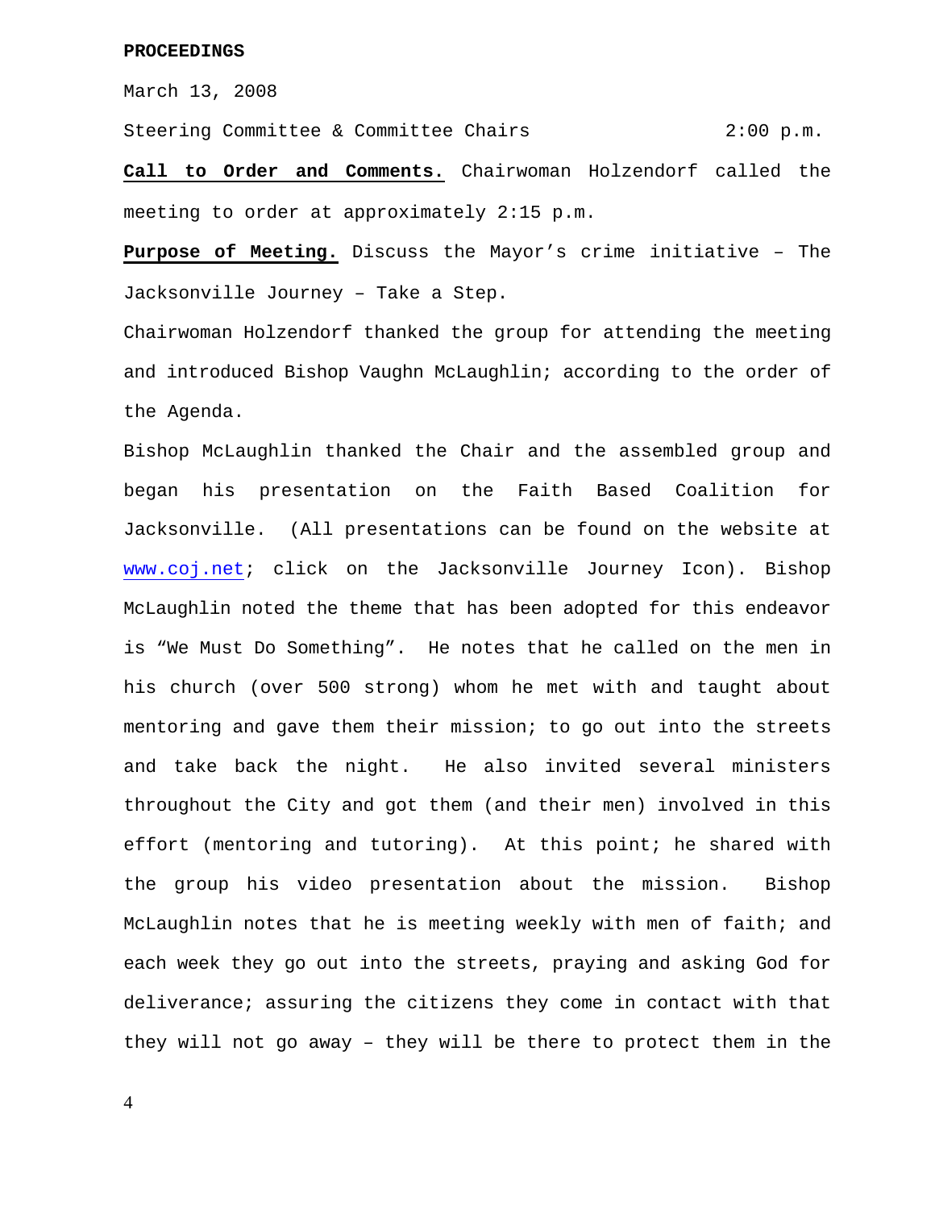**PROCEEDINGS**

March 13, 2008

Steering Committee & Committee Chairs 2:00 p.m.

**Call to Order and Comments.** Chairwoman Holzendorf called the meeting to order at approximately 2:15 p.m.

**Purpose of Meeting.** Discuss the Mayor's crime initiative – The Jacksonville Journey – Take a Step.

Chairwoman Holzendorf thanked the group for attending the meeting and introduced Bishop Vaughn McLaughlin; according to the order of the Agenda.

Bishop McLaughlin thanked the Chair and the assembled group and began his presentation on the Faith Based Coalition for Jacksonville. (All presentations can be found on the website at www.coj.net; click on the Jacksonville Journey Icon). Bishop McLaughlin noted the theme that has been adopted for this endeavor is "We Must Do Something". He notes that he called on the men in his church (over 500 strong) whom he met with and taught about mentoring and gave them their mission; to go out into the streets and take back the night. He also invited several ministers throughout the City and got them (and their men) involved in this effort (mentoring and tutoring). At this point; he shared with the group his video presentation about the mission. Bishop McLaughlin notes that he is meeting weekly with men of faith; and each week they go out into the streets, praying and asking God for deliverance; assuring the citizens they come in contact with that they will not go away – they will be there to protect them in the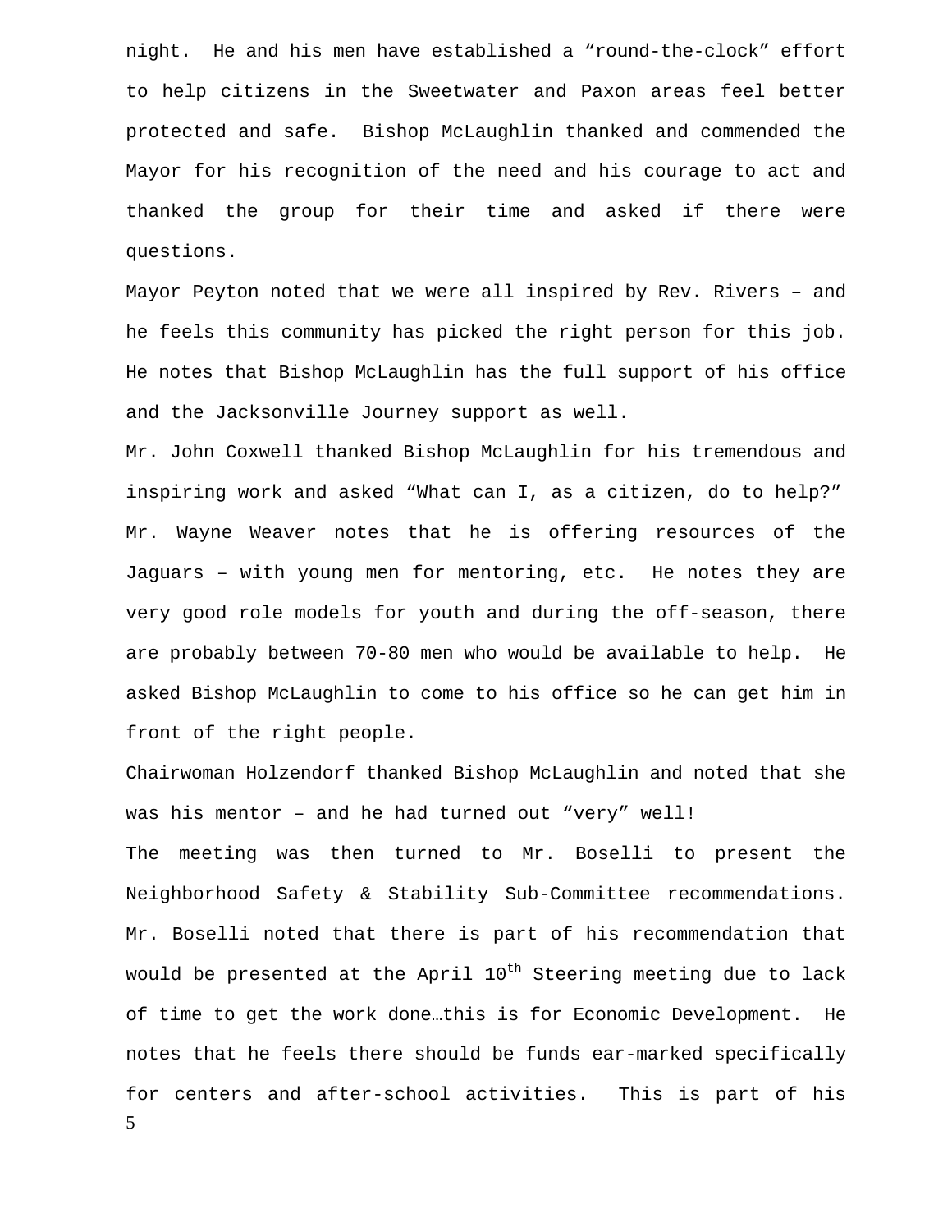night. He and his men have established a "round-the-clock" effort to help citizens in the Sweetwater and Paxon areas feel better protected and safe. Bishop McLaughlin thanked and commended the Mayor for his recognition of the need and his courage to act and thanked the group for their time and asked if there were questions.

Mayor Peyton noted that we were all inspired by Rev. Rivers – and he feels this community has picked the right person for this job. He notes that Bishop McLaughlin has the full support of his office and the Jacksonville Journey support as well.

Mr. John Coxwell thanked Bishop McLaughlin for his tremendous and inspiring work and asked "What can I, as a citizen, do to help?"

Mr. Wayne Weaver notes that he is offering resources of the Jaguars – with young men for mentoring, etc. He notes they are very good role models for youth and during the off-season, there are probably between 70-80 men who would be available to help. He asked Bishop McLaughlin to come to his office so he can get him in front of the right people.

Chairwoman Holzendorf thanked Bishop McLaughlin and noted that she was his mentor – and he had turned out "very" well!

The meeting was then turned to Mr. Boselli to present the Neighborhood Safety & Stability Sub-Committee recommendations. Mr. Boselli noted that there is part of his recommendation that would be presented at the April 10th Steering meeting due to lack of time to get the work done…this is for Economic Development. He notes that he feels there should be funds ear-marked specifically for centers and after-school activities. This is part of his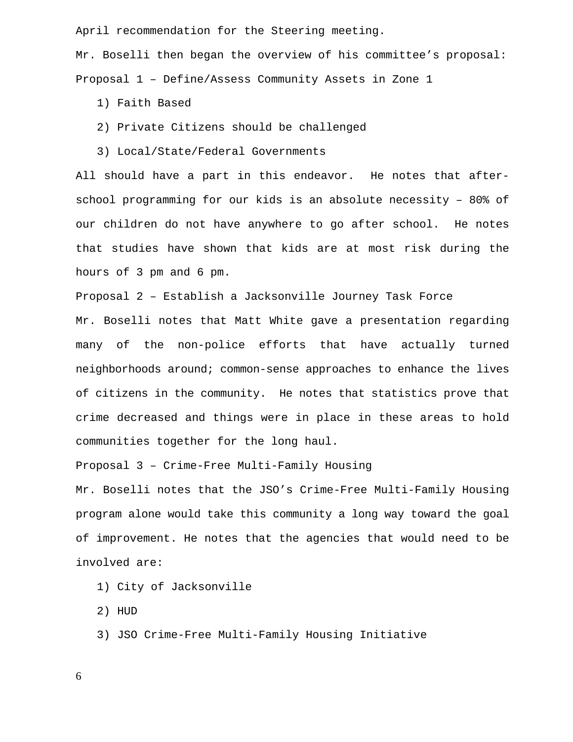April recommendation for the Steering meeting.

Mr. Boselli then began the overview of his committee's proposal:

Proposal 1 – Define/Assess Community Assets in Zone 1

1) Faith Based
2) Private Citizens should be challenged
3) Local/State/Federal Governments

All should have a part in this endeavor. He notes that after-school programming for our kids is an absolute necessity – 80% of our children do not have anywhere to go after school. He notes that studies have shown that kids are at most risk during the hours of 3 pm and 6 pm.

Proposal 2 – Establish a Jacksonville Journey Task Force

Mr. Boselli notes that Matt White gave a presentation regarding many of the non-police efforts that have actually turned neighborhoods around; common-sense approaches to enhance the lives of citizens in the community. He notes that statistics prove that crime decreased and things were in place in these areas to hold communities together for the long haul.

Proposal 3 – Crime-Free Multi-Family Housing

Mr. Boselli notes that the JSO's Crime-Free Multi-Family Housing program alone would take this community a long way toward the goal of improvement. He notes that the agencies that would need to be involved are:

1) City of Jacksonville
2) HUD
3) JSO Crime-Free Multi-Family Housing Initiative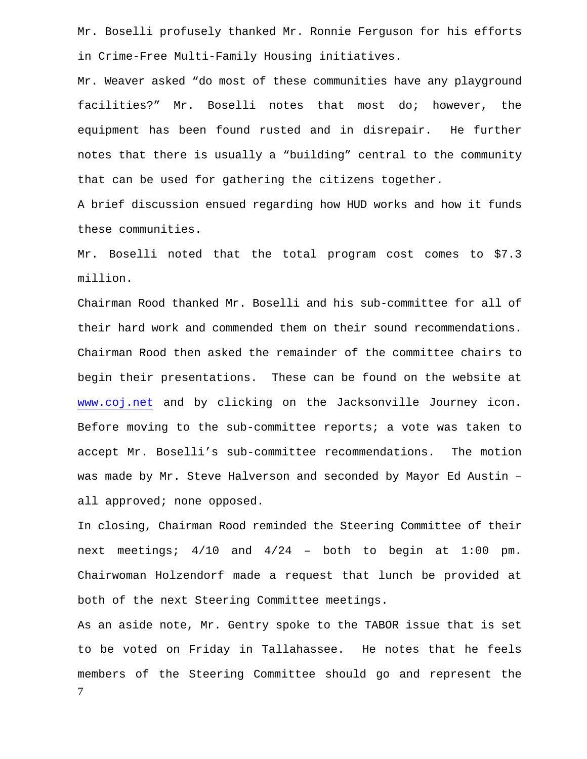Mr. Boselli profusely thanked Mr. Ronnie Ferguson for his efforts in Crime-Free Multi-Family Housing initiatives.

Mr. Weaver asked "do most of these communities have any playground facilities?" Mr. Boselli notes that most do; however, the equipment has been found rusted and in disrepair. He further notes that there is usually a "building" central to the community that can be used for gathering the citizens together.

A brief discussion ensued regarding how HUD works and how it funds these communities.

Mr. Boselli noted that the total program cost comes to $7.3 million.

Chairman Rood thanked Mr. Boselli and his sub-committee for all of their hard work and commended them on their sound recommendations. Chairman Rood then asked the remainder of the committee chairs to begin their presentations. These can be found on the website at www.coj.net and by clicking on the Jacksonville Journey icon. Before moving to the sub-committee reports; a vote was taken to accept Mr. Boselli's sub-committee recommendations. The motion was made by Mr. Steve Halverson and seconded by Mayor Ed Austin – all approved; none opposed.

In closing, Chairman Rood reminded the Steering Committee of their next meetings; 4/10 and 4/24 – both to begin at 1:00 pm. Chairwoman Holzendorf made a request that lunch be provided at both of the next Steering Committee meetings.

As an aside note, Mr. Gentry spoke to the TABOR issue that is set to be voted on Friday in Tallahassee. He notes that he feels members of the Steering Committee should go and represent the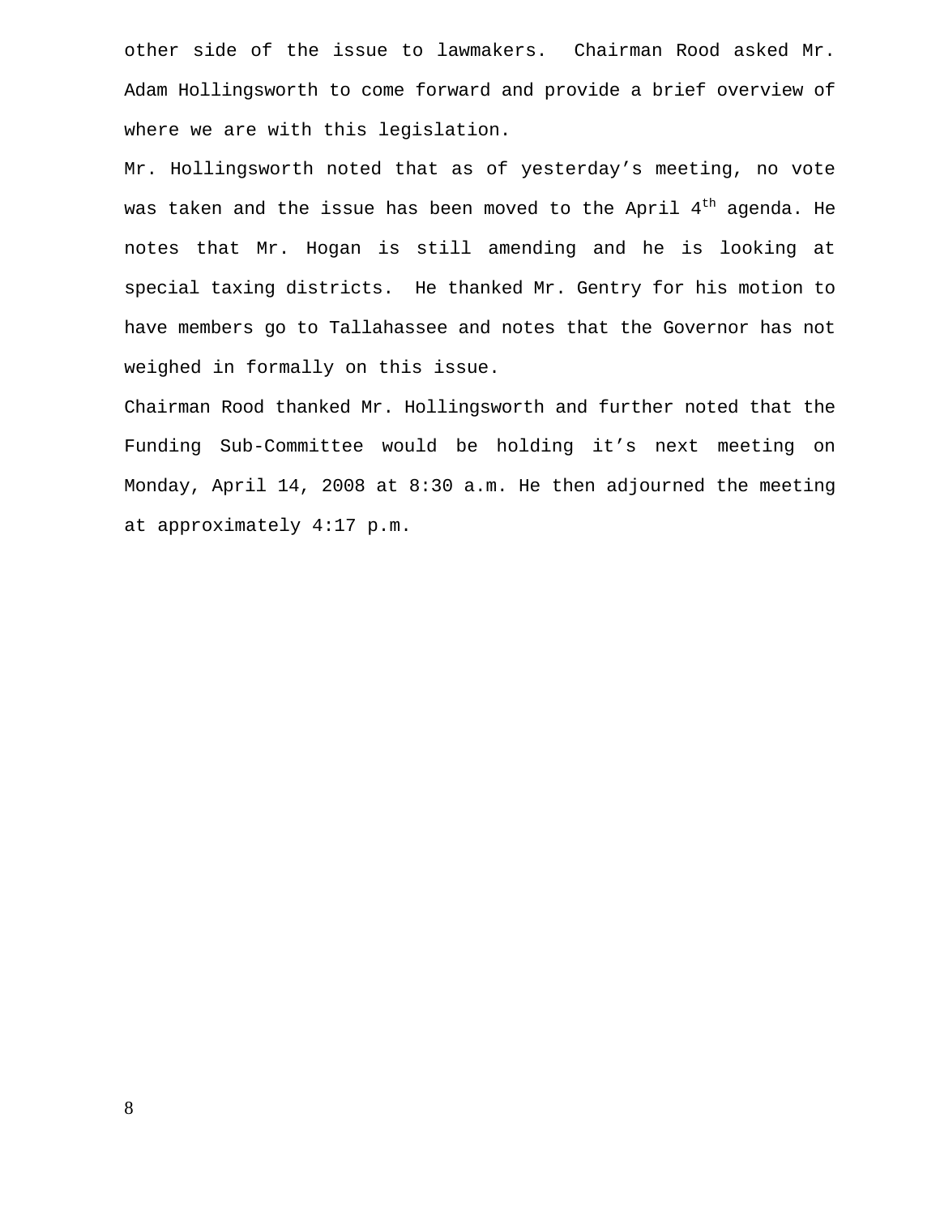other side of the issue to lawmakers. Chairman Rood asked Mr. Adam Hollingsworth to come forward and provide a brief overview of where we are with this legislation.

Mr. Hollingsworth noted that as of yesterday's meeting, no vote was taken and the issue has been moved to the April 4th agenda. He notes that Mr. Hogan is still amending and he is looking at special taxing districts. He thanked Mr. Gentry for his motion to have members go to Tallahassee and notes that the Governor has not weighed in formally on this issue.

Chairman Rood thanked Mr. Hollingsworth and further noted that the Funding Sub-Committee would be holding it's next meeting on Monday, April 14, 2008 at 8:30 a.m. He then adjourned the meeting at approximately 4:17 p.m.